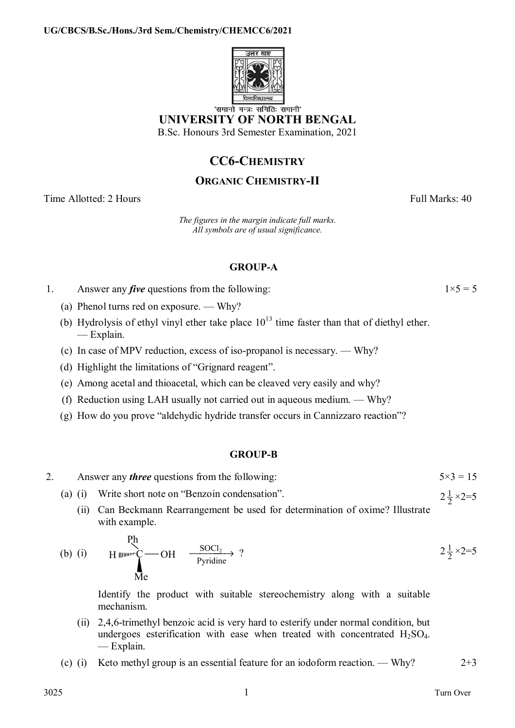UG/CBCS/B.Sc./Hons./3rd Sem./Chemistry/CHEMCC6/2021

'समानो मन्त्रः समितिः समानी'

# UNIVERSITY OF NORTH BENGAL

B.Sc. Honours 3rd Semester Examination, 2021

## CC6-CHEMISTRY

### ORGANIC CHEMISTRY-II

Time Allotted: 2 Hours — Full Marks: 40

*The figures in the margin indicate full marks.*
*All symbols are of usual significance.*

#### GROUP-A

1. Answer any ***five*** questions from the following: $1\times 5 = 5$

   (a) Phenol turns red on exposure. — Why?

   (b) Hydrolysis of ethyl vinyl ether take place $10^{13}$ time faster than that of diethyl ether. — Explain.

   (c) In case of MPV reduction, excess of iso-propanol is necessary. — Why?

   (d) Highlight the limitations of "Grignard reagent".

   (e) Among acetal and thioacetal, which can be cleaved very easily and why?

   (f) Reduction using LAH usually not carried out in aqueous medium. — Why?

   (g) How do you prove "aldehydic hydride transfer occurs in Cannizzaro reaction"?

#### GROUP-B

2. Answer any ***three*** questions from the following: $5\times 3 = 15$

   (a) (i) Write short note on "Benzoin condensation". $2\frac{1}{2}\times 2=5$

   (ii) Can Beckmann Rearrangement be used for determination of oxime? Illustrate with example.

   (b) (i) H◂C(Ph)(Me)—OH $\xrightarrow[\text{Pyridine}]{SOCl_2}$ ? $2\frac{1}{2}\times 2=5$

   Identify the product with suitable stereochemistry along with a suitable mechanism.

   (ii) 2,4,6-trimethyl benzoic acid is very hard to esterify under normal condition, but undergoes esterification with ease when treated with concentrated $H_2SO_4$. — Explain.

   (c) (i) Keto methyl group is an essential feature for an iodoform reaction. — Why? $2+3$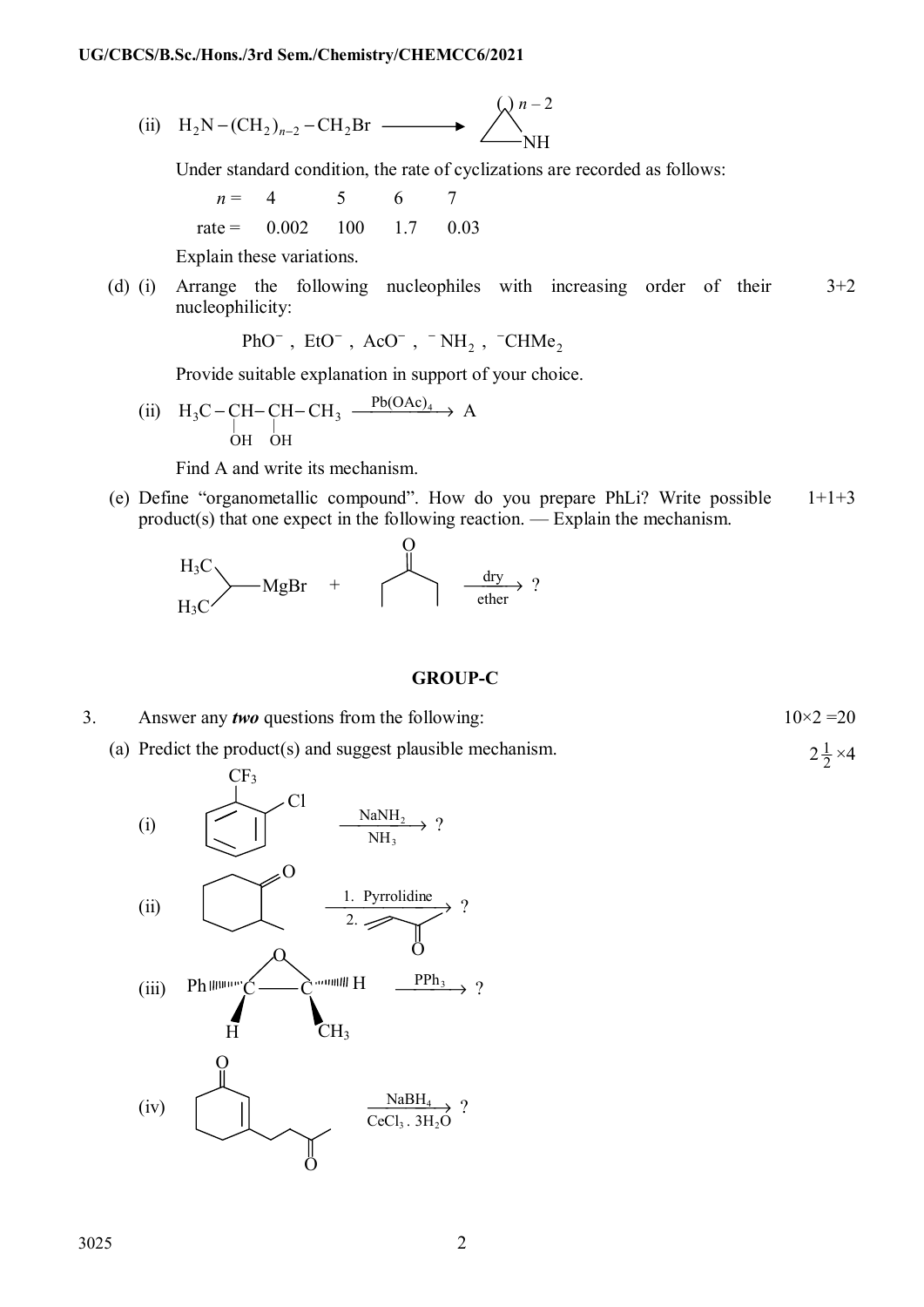(ii) $H_2N-(CH_2)_{n-2}-CH_2Br \longrightarrow$ (cyclic amine: ring of $(\;)_{n-2}$ with NH)

Under standard condition, the rate of cyclizations are recorded as follows:

| $n =$ | 4 | 5 | 6 | 7 |
|---|---|---|---|---|
| rate = | 0.002 | 100 | 1.7 | 0.03 |

Explain these variations.

(d) (i) Arrange the following nucleophiles with increasing order of their nucleophilicity: **3+2**

$PhO^-$ , $EtO^-$ , $AcO^-$ , $^-NH_2$ , $^-CHMe_2$

Provide suitable explanation in support of your choice.

(ii) $H_3C-\underset{OH}{CH}-\underset{OH}{CH}-CH_3 \xrightarrow{Pb(OAc)_4} A$

Find A and write its mechanism.

(e) Define "organometallic compound". How do you prepare PhLi? Write possible product(s) that one expect in the following reaction. — Explain the mechanism. **1+1+3**

$(H_3C)_2CH-MgBr$ + $CH_3COCH_2CH_3$ (butan-2-one) $\xrightarrow[\text{ether}]{\text{dry}}$ ?

## GROUP-C

3. Answer any ***two*** questions from the following: **10×2 =20**

(a) Predict the product(s) and suggest plausible mechanism. **$2\frac{1}{2}\times 4$**

(i) 2-Chloro-1-(trifluoromethyl)benzene ($CF_3$ and Cl on adjacent ring carbons) $\xrightarrow[NH_3]{NaNH_2}$ ?

(ii) 2-Methylcyclohexanone $\xrightarrow[\text{2. } CH_2=CH-CO-CH_3]{\text{1. Pyrrolidine}}$ ?

(iii) Epoxide: Ph and H on one C, H and $CH_3$ on the other C (stereochemistry shown with wedges/hashes) $\xrightarrow{PPh_3}$ ?

(iv) 3-(3-Oxobutyl)cyclohex-2-en-1-one $\xrightarrow[CeCl_3 \, . \, 3H_2O]{NaBH_4}$ ?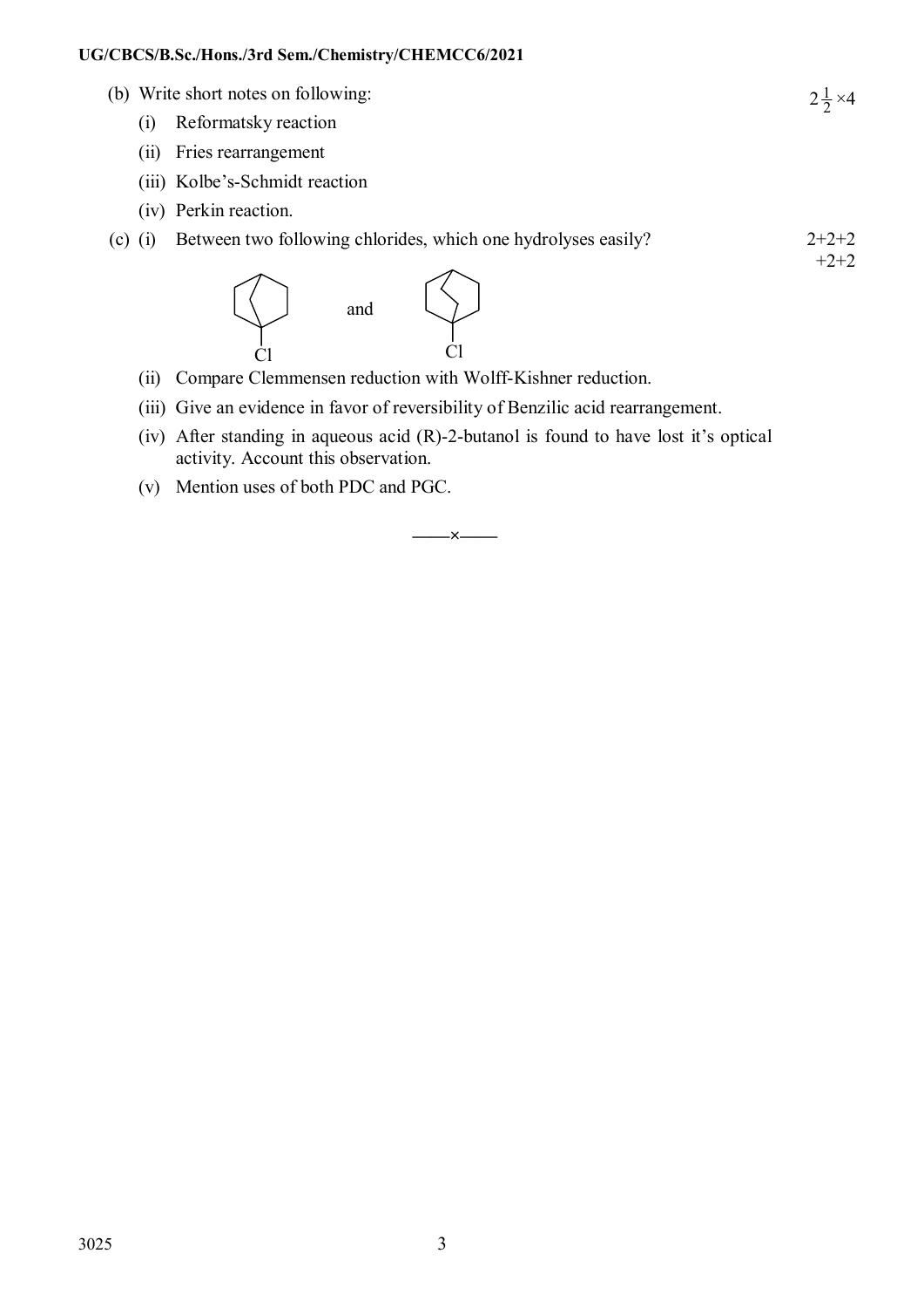(b) Write short notes on following: $2\frac{1}{2} \times 4$

(i) Reformatsky reaction

(ii) Fries rearrangement

(iii) Kolbe's-Schmidt reaction

(iv) Perkin reaction.

(c) (i) Between two following chlorides, which one hydrolyses easily? 2+2+2+2+2

Cl and Cl

(ii) Compare Clemmensen reduction with Wolff-Kishner reduction.

(iii) Give an evidence in favor of reversibility of Benzilic acid rearrangement.

(iv) After standing in aqueous acid (R)-2-butanol is found to have lost it's optical activity. Account this observation.

(v) Mention uses of both PDC and PGC.

——×——